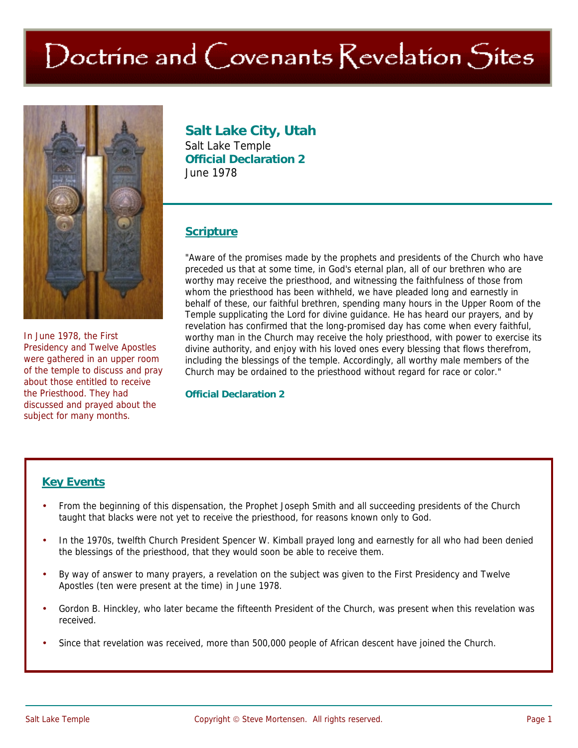# Doctrine and Covenants Revelation Sites

In June 1978, the First Presidency and Twelve Apostles were gathered in an upper room of the temple to discuss and pray about those entitled to receive the Priesthood. They had discussed and prayed about the subject for many months.

## Salt Lake City, Utah

Salt Lake Temple
**Official Declaration 2**
June 1978

### Scripture

"Aware of the promises made by the prophets and presidents of the Church who have preceded us that at some time, in God's eternal plan, all of our brethren who are worthy may receive the priesthood, and witnessing the faithfulness of those from whom the priesthood has been withheld, we have pleaded long and earnestly in behalf of these, our faithful brethren, spending many hours in the Upper Room of the Temple supplicating the Lord for divine guidance. He has heard our prayers, and by revelation has confirmed that the long-promised day has come when every faithful, worthy man in the Church may receive the holy priesthood, with power to exercise its divine authority, and enjoy with his loved ones every blessing that flows therefrom, including the blessings of the temple. Accordingly, all worthy male members of the Church may be ordained to the priesthood without regard for race or color."

**Official Declaration 2**

### Key Events

- From the beginning of this dispensation, the Prophet Joseph Smith and all succeeding presidents of the Church taught that blacks were not yet to receive the priesthood, for reasons known only to God.
- In the 1970s, twelfth Church President Spencer W. Kimball prayed long and earnestly for all who had been denied the blessings of the priesthood, that they would soon be able to receive them.
- By way of answer to many prayers, a revelation on the subject was given to the First Presidency and Twelve Apostles (ten were present at the time) in June 1978.
- Gordon B. Hinckley, who later became the fifteenth President of the Church, was present when this revelation was received.
- Since that revelation was received, more than 500,000 people of African descent have joined the Church.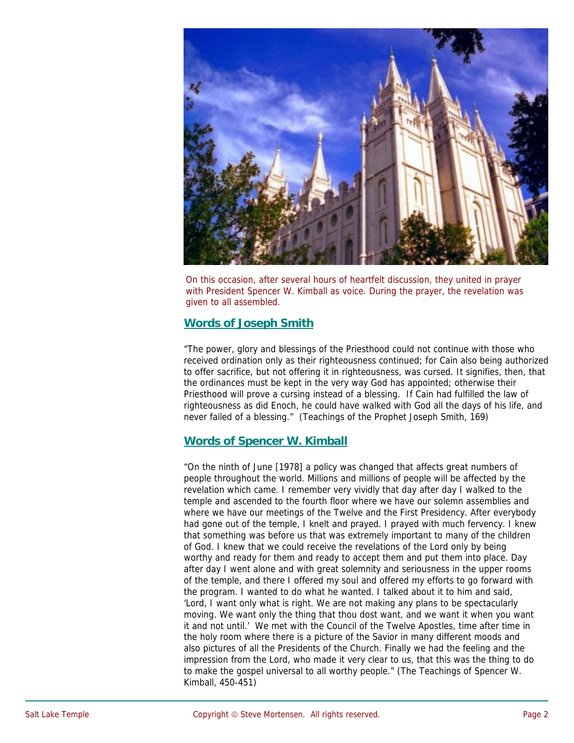On this occasion, after several hours of heartfelt discussion, they united in prayer with President Spencer W. Kimball as voice. During the prayer, the revelation was given to all assembled.

## Words of Joseph Smith

"The power, glory and blessings of the Priesthood could not continue with those who received ordination only as their righteousness continued; for Cain also being authorized to offer sacrifice, but not offering it in righteousness, was cursed. It signifies, then, that the ordinances must be kept in the very way God has appointed; otherwise their Priesthood will prove a cursing instead of a blessing. If Cain had fulfilled the law of righteousness as did Enoch, he could have walked with God all the days of his life, and never failed of a blessing." (Teachings of the Prophet Joseph Smith, 169)

## Words of Spencer W. Kimball

"On the ninth of June [1978] a policy was changed that affects great numbers of people throughout the world. Millions and millions of people will be affected by the revelation which came. I remember very vividly that day after day I walked to the temple and ascended to the fourth floor where we have our solemn assemblies and where we have our meetings of the Twelve and the First Presidency. After everybody had gone out of the temple, I knelt and prayed. I prayed with much fervency. I knew that something was before us that was extremely important to many of the children of God. I knew that we could receive the revelations of the Lord only by being worthy and ready for them and ready to accept them and put them into place. Day after day I went alone and with great solemnity and seriousness in the upper rooms of the temple, and there I offered my soul and offered my efforts to go forward with the program. I wanted to do what he wanted. I talked about it to him and said, 'Lord, I want only what is right. We are not making any plans to be spectacularly moving. We want only the thing that thou dost want, and we want it when you want it and not until.' We met with the Council of the Twelve Apostles, time after time in the holy room where there is a picture of the Savior in many different moods and also pictures of all the Presidents of the Church. Finally we had the feeling and the impression from the Lord, who made it very clear to us, that this was the thing to do to make the gospel universal to all worthy people." (The Teachings of Spencer W. Kimball, 450-451)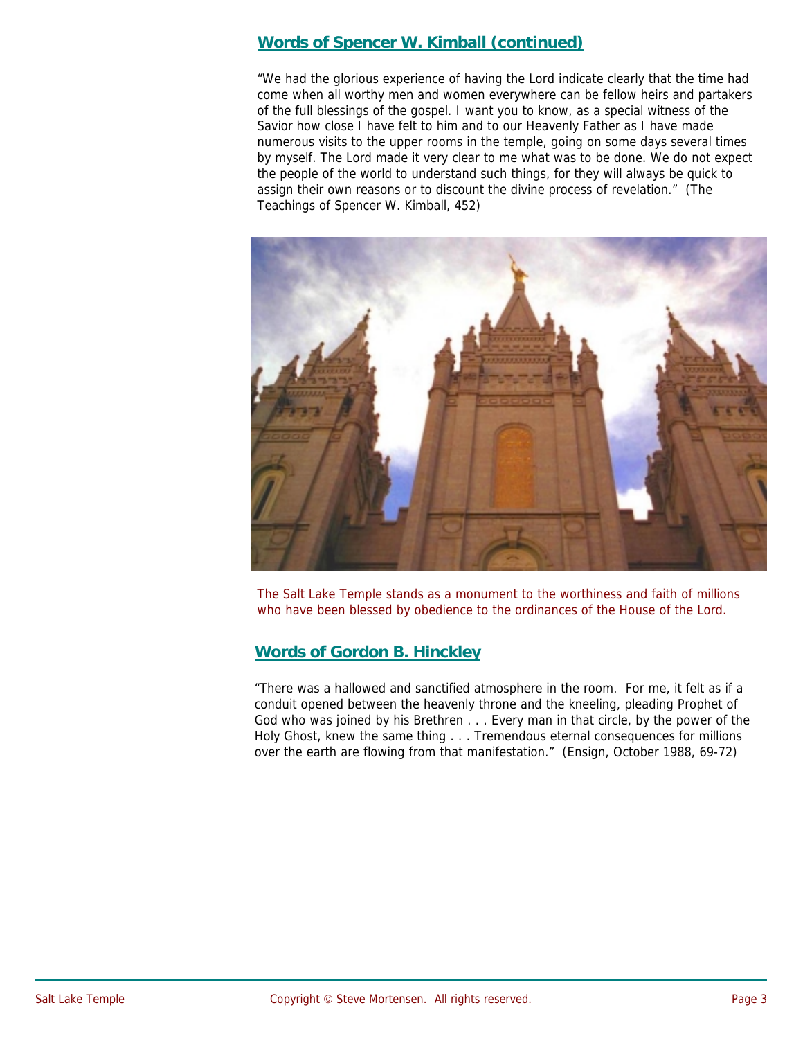## Words of Spencer W. Kimball (continued)

"We had the glorious experience of having the Lord indicate clearly that the time had come when all worthy men and women everywhere can be fellow heirs and partakers of the full blessings of the gospel. I want you to know, as a special witness of the Savior how close I have felt to him and to our Heavenly Father as I have made numerous visits to the upper rooms in the temple, going on some days several times by myself. The Lord made it very clear to me what was to be done. We do not expect the people of the world to understand such things, for they will always be quick to assign their own reasons or to discount the divine process of revelation." (The Teachings of Spencer W. Kimball, 452)

The Salt Lake Temple stands as a monument to the worthiness and faith of millions who have been blessed by obedience to the ordinances of the House of the Lord.

## Words of Gordon B. Hinckley

"There was a hallowed and sanctified atmosphere in the room. For me, it felt as if a conduit opened between the heavenly throne and the kneeling, pleading Prophet of God who was joined by his Brethren . . . Every man in that circle, by the power of the Holy Ghost, knew the same thing . . . Tremendous eternal consequences for millions over the earth are flowing from that manifestation." (Ensign, October 1988, 69-72)